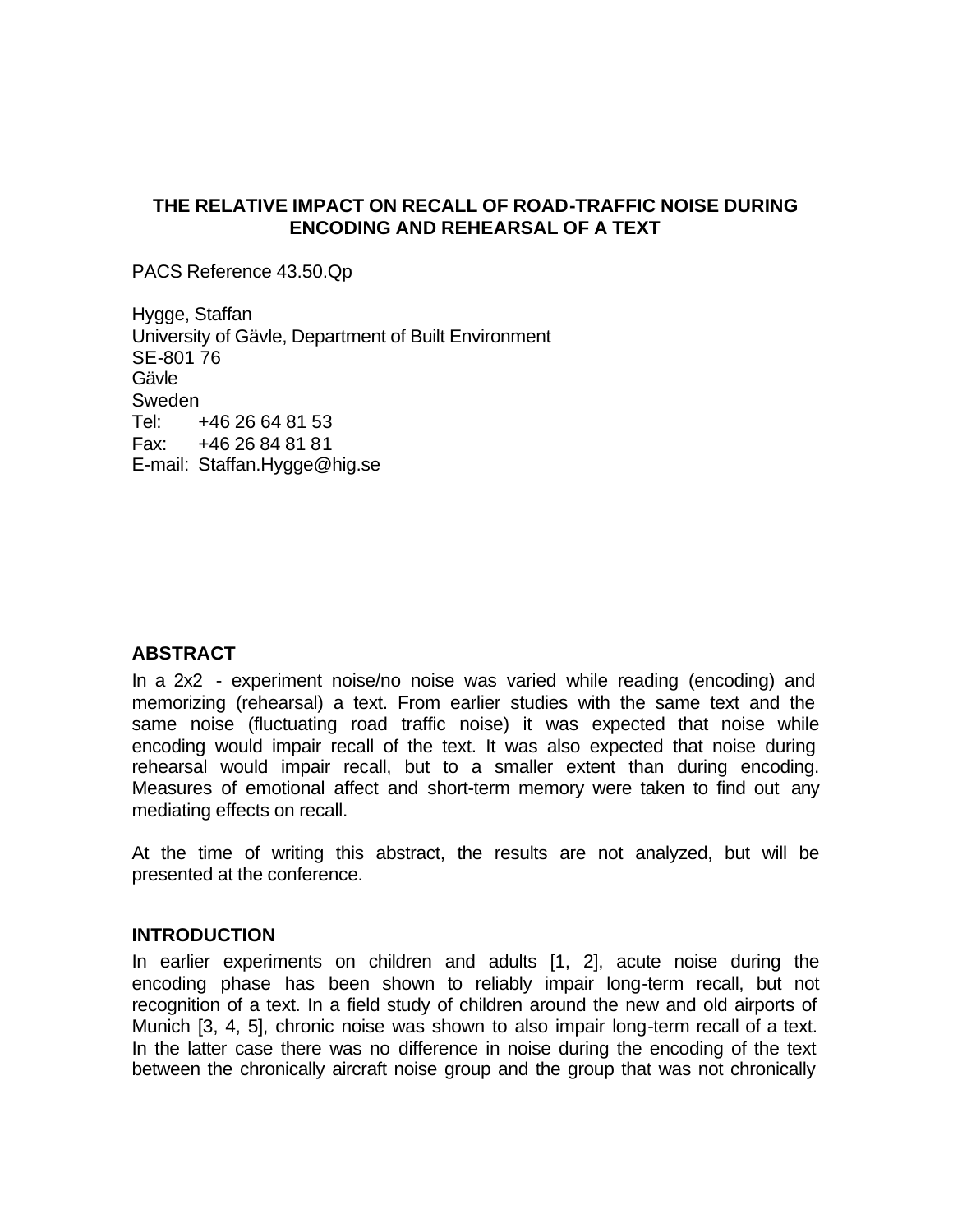# THE RELATIVE IMPACT ON RECALL OF ROAD-TRAFFIC NOISE DURING ENCODING AND REHEARSAL OF A TEXT

PACS Reference 43.50.Qp

Hygge, Staffan
University of Gävle, Department of Built Environment
SE-801 76
Gävle
Sweden
Tel: +46 26 64 81 53
Fax: +46 26 84 81 81
E-mail: Staffan.Hygge@hig.se

## ABSTRACT

In a 2x2 - experiment noise/no noise was varied while reading (encoding) and memorizing (rehearsal) a text. From earlier studies with the same text and the same noise (fluctuating road traffic noise) it was expected that noise while encoding would impair recall of the text. It was also expected that noise during rehearsal would impair recall, but to a smaller extent than during encoding. Measures of emotional affect and short-term memory were taken to find out any mediating effects on recall.

At the time of writing this abstract, the results are not analyzed, but will be presented at the conference.

## INTRODUCTION

In earlier experiments on children and adults [1, 2], acute noise during the encoding phase has been shown to reliably impair long-term recall, but not recognition of a text. In a field study of children around the new and old airports of Munich [3, 4, 5], chronic noise was shown to also impair long-term recall of a text. In the latter case there was no difference in noise during the encoding of the text between the chronically aircraft noise group and the group that was not chronically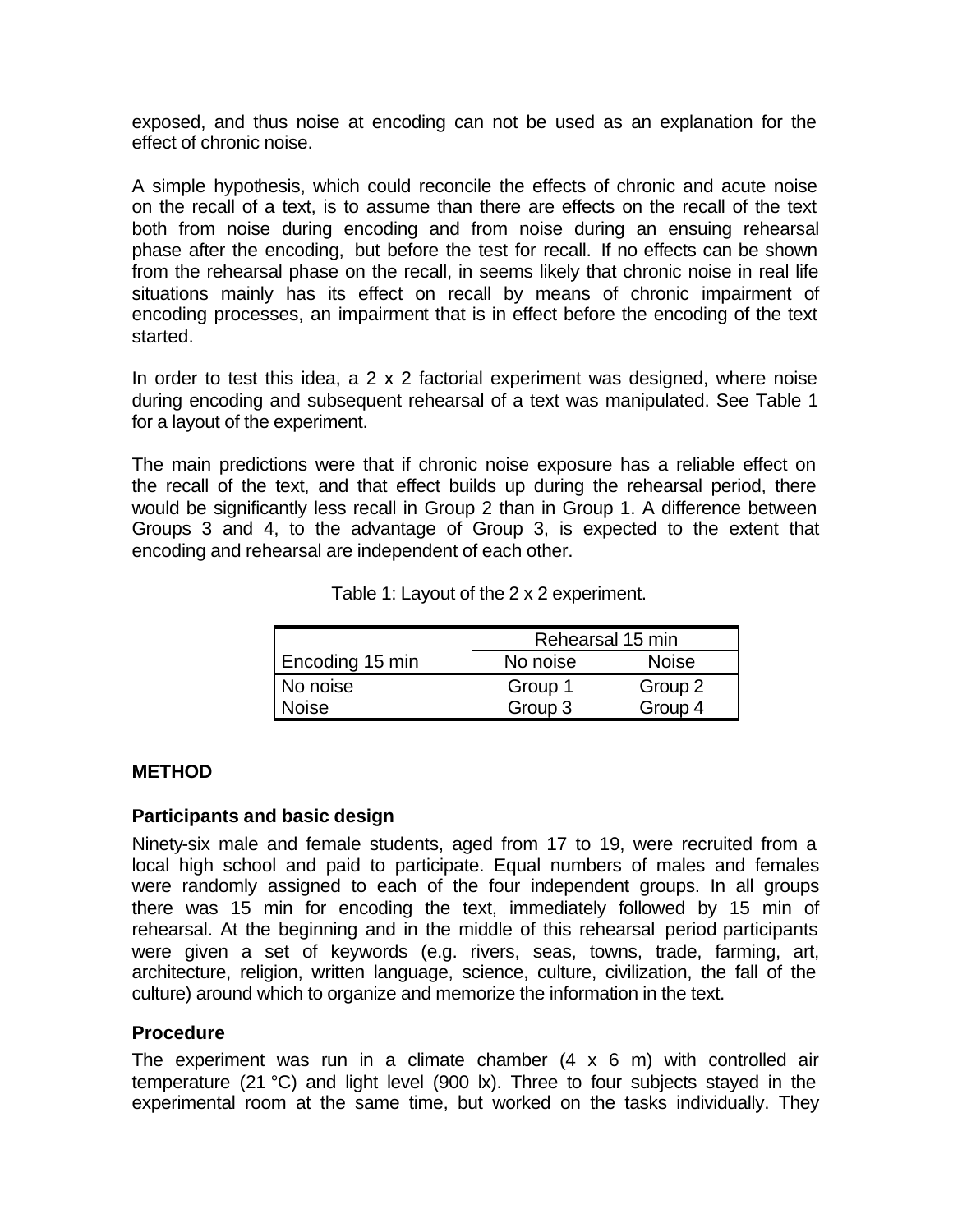exposed, and thus noise at encoding can not be used as an explanation for the effect of chronic noise.

A simple hypothesis, which could reconcile the effects of chronic and acute noise on the recall of a text, is to assume than there are effects on the recall of the text both from noise during encoding and from noise during an ensuing rehearsal phase after the encoding, but before the test for recall. If no effects can be shown from the rehearsal phase on the recall, in seems likely that chronic noise in real life situations mainly has its effect on recall by means of chronic impairment of encoding processes, an impairment that is in effect before the encoding of the text started.

In order to test this idea, a 2 x 2 factorial experiment was designed, where noise during encoding and subsequent rehearsal of a text was manipulated. See Table 1 for a layout of the experiment.

The main predictions were that if chronic noise exposure has a reliable effect on the recall of the text, and that effect builds up during the rehearsal period, there would be significantly less recall in Group 2 than in Group 1. A difference between Groups 3 and 4, to the advantage of Group 3, is expected to the extent that encoding and rehearsal are independent of each other.

Table 1: Layout of the 2 x 2 experiment.

| | Rehearsal 15 min | |
|---|---|---|
| Encoding 15 min | No noise | Noise |
| No noise | Group 1 | Group 2 |
| Noise | Group 3 | Group 4 |

## METHOD

### Participants and basic design

Ninety-six male and female students, aged from 17 to 19, were recruited from a local high school and paid to participate. Equal numbers of males and females were randomly assigned to each of the four independent groups. In all groups there was 15 min for encoding the text, immediately followed by 15 min of rehearsal. At the beginning and in the middle of this rehearsal period participants were given a set of keywords (e.g. rivers, seas, towns, trade, farming, art, architecture, religion, written language, science, culture, civilization, the fall of the culture) around which to organize and memorize the information in the text.

### Procedure

The experiment was run in a climate chamber (4 x 6 m) with controlled air temperature (21 °C) and light level (900 lx). Three to four subjects stayed in the experimental room at the same time, but worked on the tasks individually. They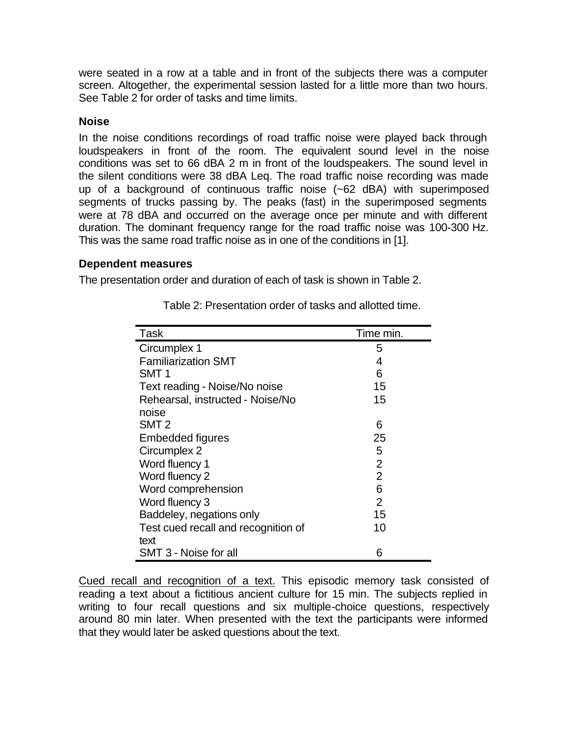were seated in a row at a table and in front of the subjects there was a computer screen. Altogether, the experimental session lasted for a little more than two hours. See Table 2 for order of tasks and time limits.

### Noise

In the noise conditions recordings of road traffic noise were played back through loudspeakers in front of the room. The equivalent sound level in the noise conditions was set to 66 dBA 2 m in front of the loudspeakers. The sound level in the silent conditions were 38 dBA Leq. The road traffic noise recording was made up of a background of continuous traffic noise (~62 dBA) with superimposed segments of trucks passing by. The peaks (fast) in the superimposed segments were at 78 dBA and occurred on the average once per minute and with different duration. The dominant frequency range for the road traffic noise was 100-300 Hz. This was the same road traffic noise as in one of the conditions in [1].

### Dependent measures

The presentation order and duration of each of task is shown in Table 2.

Table 2: Presentation order of tasks and allotted time.

| Task | Time min. |
|---|---|
| Circumplex 1 | 5 |
| Familiarization SMT | 4 |
| SMT 1 | 6 |
| Text reading - Noise/No noise | 15 |
| Rehearsal, instructed - Noise/No noise | 15 |
| SMT 2 | 6 |
| Embedded figures | 25 |
| Circumplex 2 | 5 |
| Word fluency 1 | 2 |
| Word fluency 2 | 2 |
| Word comprehension | 6 |
| Word fluency 3 | 2 |
| Baddeley, negations only | 15 |
| Test cued recall and recognition of text | 10 |
| SMT 3 - Noise for all | 6 |

<u>Cued recall and recognition of a text.</u> This episodic memory task consisted of reading a text about a fictitious ancient culture for 15 min. The subjects replied in writing to four recall questions and six multiple-choice questions, respectively around 80 min later. When presented with the text the participants were informed that they would later be asked questions about the text.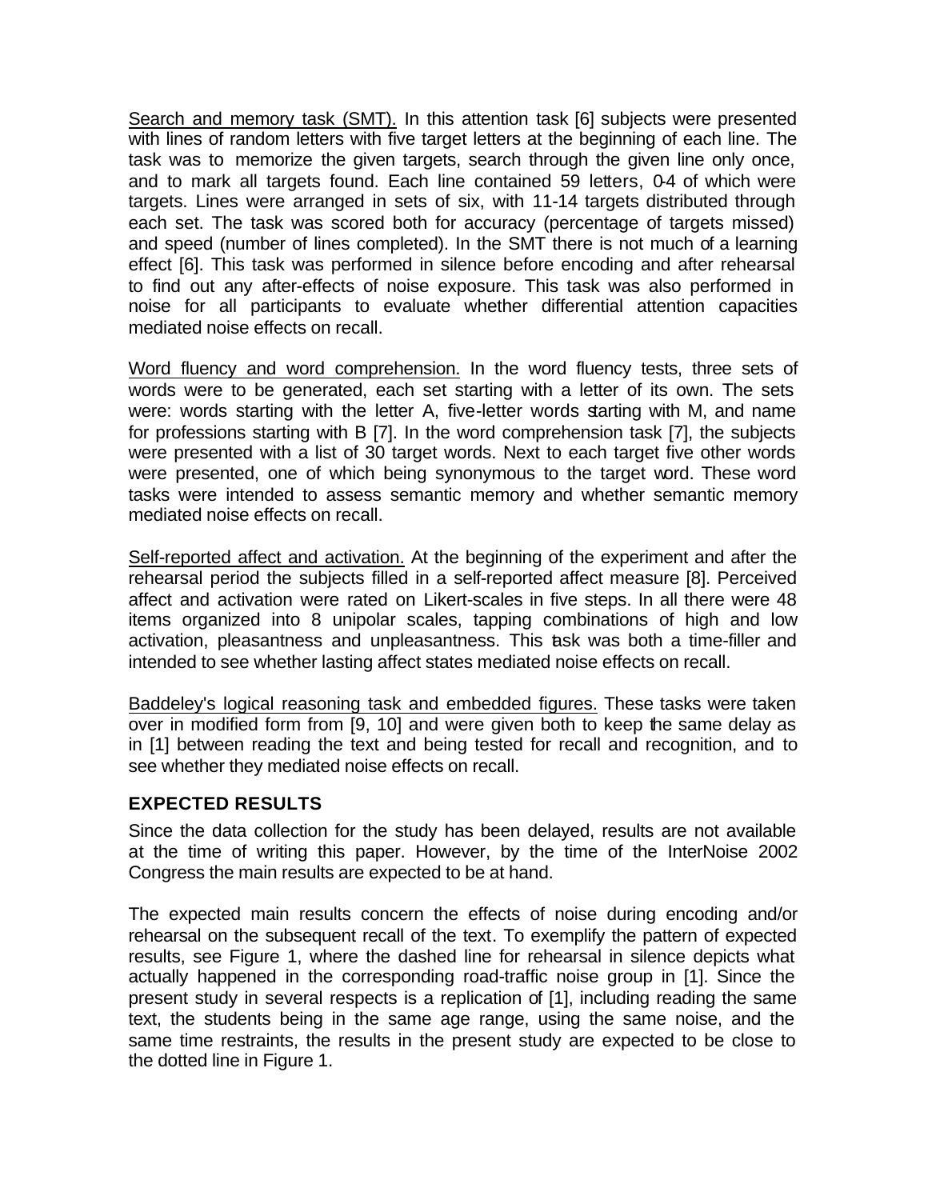Search and memory task (SMT). In this attention task [6] subjects were presented with lines of random letters with five target letters at the beginning of each line. The task was to memorize the given targets, search through the given line only once, and to mark all targets found. Each line contained 59 letters, 0-4 of which were targets. Lines were arranged in sets of six, with 11-14 targets distributed through each set. The task was scored both for accuracy (percentage of targets missed) and speed (number of lines completed). In the SMT there is not much of a learning effect [6]. This task was performed in silence before encoding and after rehearsal to find out any after-effects of noise exposure. This task was also performed in noise for all participants to evaluate whether differential attention capacities mediated noise effects on recall.

Word fluency and word comprehension. In the word fluency tests, three sets of words were to be generated, each set starting with a letter of its own. The sets were: words starting with the letter A, five-letter words starting with M, and name for professions starting with B [7]. In the word comprehension task [7], the subjects were presented with a list of 30 target words. Next to each target five other words were presented, one of which being synonymous to the target word. These word tasks were intended to assess semantic memory and whether semantic memory mediated noise effects on recall.

Self-reported affect and activation. At the beginning of the experiment and after the rehearsal period the subjects filled in a self-reported affect measure [8]. Perceived affect and activation were rated on Likert-scales in five steps. In all there were 48 items organized into 8 unipolar scales, tapping combinations of high and low activation, pleasantness and unpleasantness. This task was both a time-filler and intended to see whether lasting affect states mediated noise effects on recall.

Baddeley's logical reasoning task and embedded figures. These tasks were taken over in modified form from [9, 10] and were given both to keep the same delay as in [1] between reading the text and being tested for recall and recognition, and to see whether they mediated noise effects on recall.

## EXPECTED RESULTS

Since the data collection for the study has been delayed, results are not available at the time of writing this paper. However, by the time of the InterNoise 2002 Congress the main results are expected to be at hand.

The expected main results concern the effects of noise during encoding and/or rehearsal on the subsequent recall of the text. To exemplify the pattern of expected results, see Figure 1, where the dashed line for rehearsal in silence depicts what actually happened in the corresponding road-traffic noise group in [1]. Since the present study in several respects is a replication of [1], including reading the same text, the students being in the same age range, using the same noise, and the same time restraints, the results in the present study are expected to be close to the dotted line in Figure 1.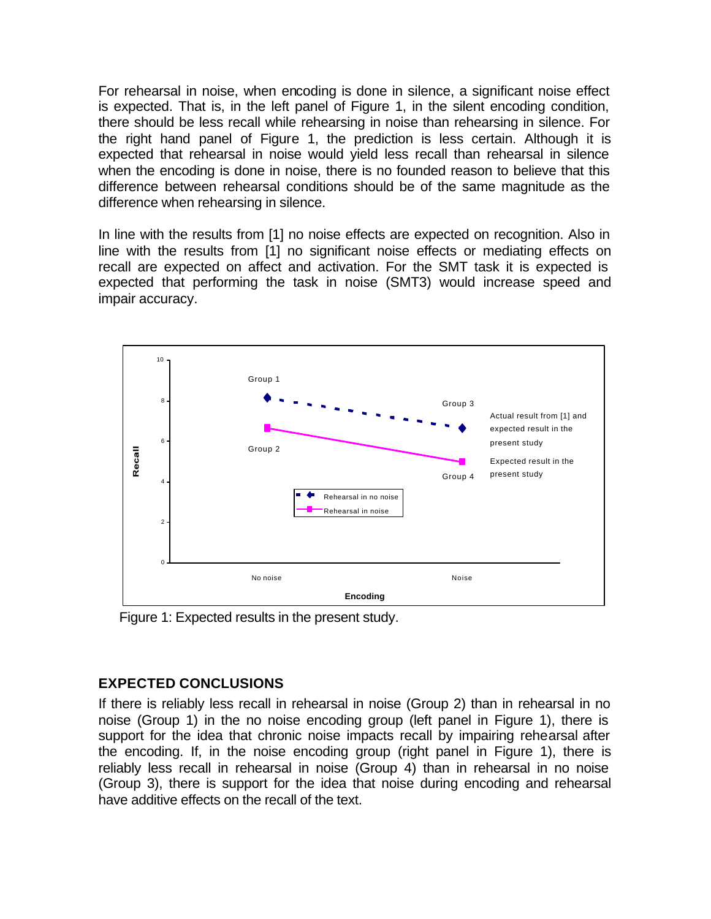For rehearsal in noise, when encoding is done in silence, a significant noise effect is expected. That is, in the left panel of Figure 1, in the silent encoding condition, there should be less recall while rehearsing in noise than rehearsing in silence. For the right hand panel of Figure 1, the prediction is less certain. Although it is expected that rehearsal in noise would yield less recall than rehearsal in silence when the encoding is done in noise, there is no founded reason to believe that this difference between rehearsal conditions should be of the same magnitude as the difference when rehearsing in silence.

In line with the results from [1] no noise effects are expected on recognition. Also in line with the results from [1] no significant noise effects or mediating effects on recall are expected on affect and activation. For the SMT task it is expected is expected that performing the task in noise (SMT3) would increase speed and impair accuracy.

Figure 1: Expected results in the present study.

## EXPECTED CONCLUSIONS

If there is reliably less recall in rehearsal in noise (Group 2) than in rehearsal in no noise (Group 1) in the no noise encoding group (left panel in Figure 1), there is support for the idea that chronic noise impacts recall by impairing rehearsal after the encoding. If, in the noise encoding group (right panel in Figure 1), there is reliably less recall in rehearsal in noise (Group 4) than in rehearsal in no noise (Group 3), there is support for the idea that noise during encoding and rehearsal have additive effects on the recall of the text.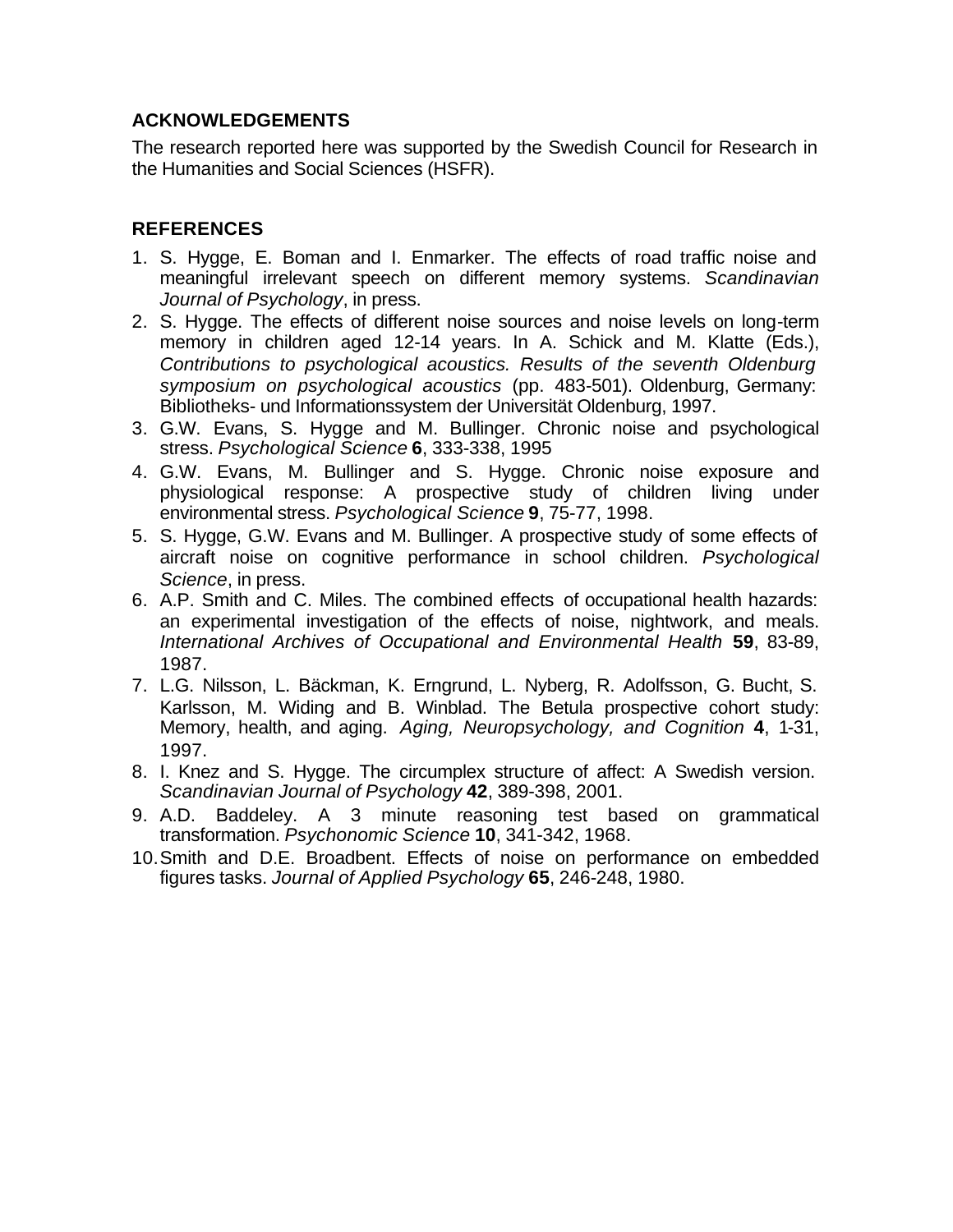## ACKNOWLEDGEMENTS

The research reported here was supported by the Swedish Council for Research in the Humanities and Social Sciences (HSFR).

## REFERENCES

1. S. Hygge, E. Boman and I. Enmarker. The effects of road traffic noise and meaningful irrelevant speech on different memory systems. *Scandinavian Journal of Psychology*, in press.
2. S. Hygge. The effects of different noise sources and noise levels on long-term memory in children aged 12-14 years. In A. Schick and M. Klatte (Eds.), *Contributions to psychological acoustics. Results of the seventh Oldenburg symposium on psychological acoustics* (pp. 483-501). Oldenburg, Germany: Bibliotheks- und Informationssystem der Universität Oldenburg, 1997.
3. G.W. Evans, S. Hygge and M. Bullinger. Chronic noise and psychological stress. *Psychological Science* **6**, 333-338, 1995
4. G.W. Evans, M. Bullinger and S. Hygge. Chronic noise exposure and physiological response: A prospective study of children living under environmental stress. *Psychological Science* **9**, 75-77, 1998.
5. S. Hygge, G.W. Evans and M. Bullinger. A prospective study of some effects of aircraft noise on cognitive performance in school children. *Psychological Science*, in press.
6. A.P. Smith and C. Miles. The combined effects of occupational health hazards: an experimental investigation of the effects of noise, nightwork, and meals. *International Archives of Occupational and Environmental Health* **59**, 83-89, 1987.
7. L.G. Nilsson, L. Bäckman, K. Erngrund, L. Nyberg, R. Adolfsson, G. Bucht, S. Karlsson, M. Widing and B. Winblad. The Betula prospective cohort study: Memory, health, and aging. *Aging, Neuropsychology, and Cognition* **4**, 1-31, 1997.
8. I. Knez and S. Hygge. The circumplex structure of affect: A Swedish version. *Scandinavian Journal of Psychology* **42**, 389-398, 2001.
9. A.D. Baddeley. A 3 minute reasoning test based on grammatical transformation. *Psychonomic Science* **10**, 341-342, 1968.
10. Smith and D.E. Broadbent. Effects of noise on performance on embedded figures tasks. *Journal of Applied Psychology* **65**, 246-248, 1980.